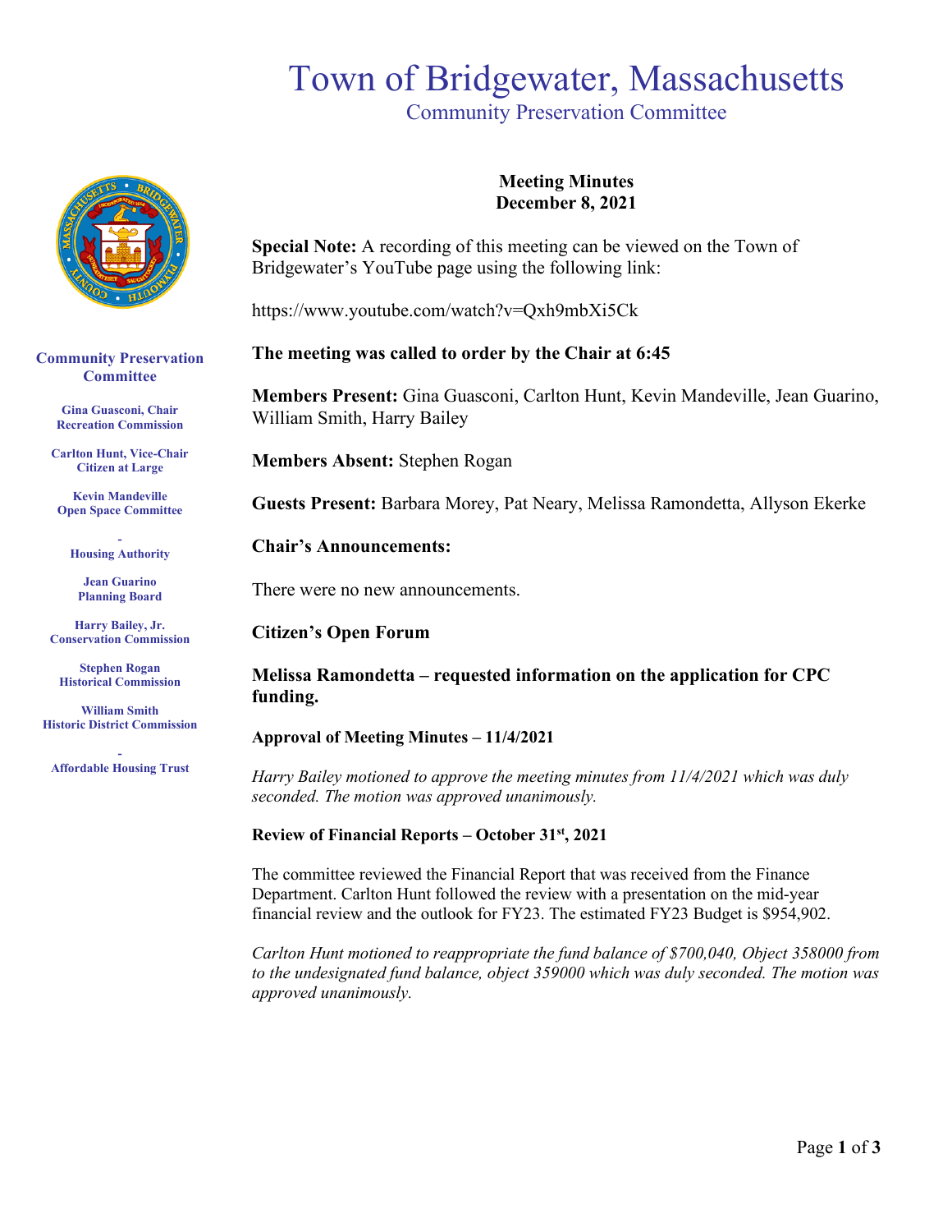# Town of Bridgewater, Massachusetts

## Community Preservation Committee

**Community Preservation Committee**

**Gina Guasconi, Chair**
**Recreation Commission**

**Carlton Hunt, Vice-Chair**
**Citizen at Large**

**Kevin Mandeville**
**Open Space Committee**

**-**
**Housing Authority**

**Jean Guarino**
**Planning Board**

**Harry Bailey, Jr.**
**Conservation Commission**

**Stephen Rogan**
**Historical Commission**

**William Smith**
**Historic District Commission**

**-**
**Affordable Housing Trust**

**Meeting Minutes**
**December 8, 2021**

**Special Note:** A recording of this meeting can be viewed on the Town of Bridgewater's YouTube page using the following link:

https://www.youtube.com/watch?v=Qxh9mbXi5Ck

**The meeting was called to order by the Chair at 6:45**

**Members Present:** Gina Guasconi, Carlton Hunt, Kevin Mandeville, Jean Guarino, William Smith, Harry Bailey

**Members Absent:** Stephen Rogan

**Guests Present:** Barbara Morey, Pat Neary, Melissa Ramondetta, Allyson Ekerke

**Chair's Announcements:**

There were no new announcements.

**Citizen's Open Forum**

**Melissa Ramondetta – requested information on the application for CPC funding.**

**Approval of Meeting Minutes – 11/4/2021**

*Harry Bailey motioned to approve the meeting minutes from 11/4/2021 which was duly seconded. The motion was approved unanimously.*

**Review of Financial Reports – October 31st, 2021**

The committee reviewed the Financial Report that was received from the Finance Department. Carlton Hunt followed the review with a presentation on the mid-year financial review and the outlook for FY23. The estimated FY23 Budget is $954,902.

*Carlton Hunt motioned to reappropriate the fund balance of $700,040, Object 358000 from to the undesignated fund balance, object 359000 which was duly seconded. The motion was approved unanimously.*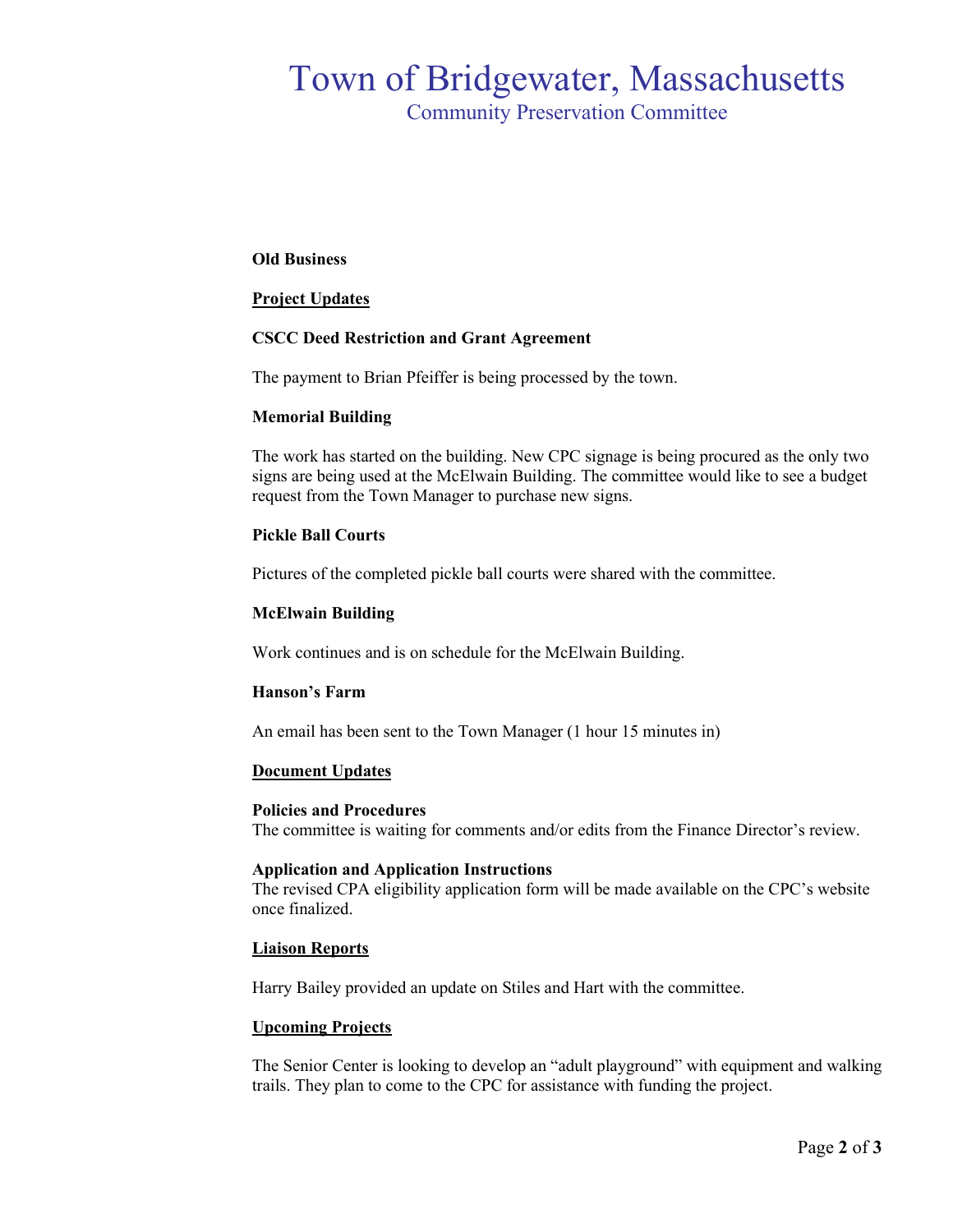**Old Business**

**<u>Project Updates</u>**

**CSCC Deed Restriction and Grant Agreement**

The payment to Brian Pfeiffer is being processed by the town.

**Memorial Building**

The work has started on the building. New CPC signage is being procured as the only two signs are being used at the McElwain Building. The committee would like to see a budget request from the Town Manager to purchase new signs.

**Pickle Ball Courts**

Pictures of the completed pickle ball courts were shared with the committee.

**McElwain Building**

Work continues and is on schedule for the McElwain Building.

**Hanson's Farm**

An email has been sent to the Town Manager (1 hour 15 minutes in)

**<u>Document Updates</u>**

**Policies and Procedures**
The committee is waiting for comments and/or edits from the Finance Director's review.

**Application and Application Instructions**
The revised CPA eligibility application form will be made available on the CPC's website once finalized.

**<u>Liaison Reports</u>**

Harry Bailey provided an update on Stiles and Hart with the committee.

**<u>Upcoming Projects</u>**

The Senior Center is looking to develop an "adult playground" with equipment and walking trails. They plan to come to the CPC for assistance with funding the project.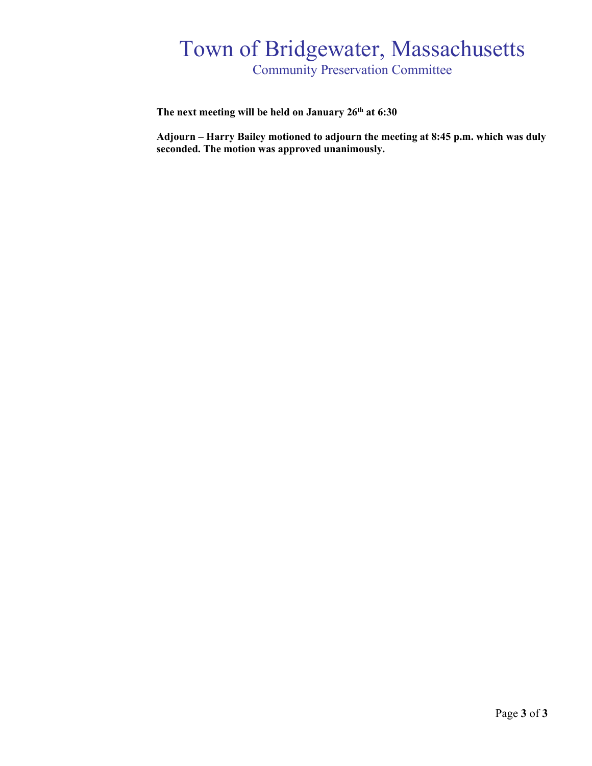**The next meeting will be held on January 26th at 6:30**

**Adjourn – Harry Bailey motioned to adjourn the meeting at 8:45 p.m. which was duly seconded. The motion was approved unanimously.**